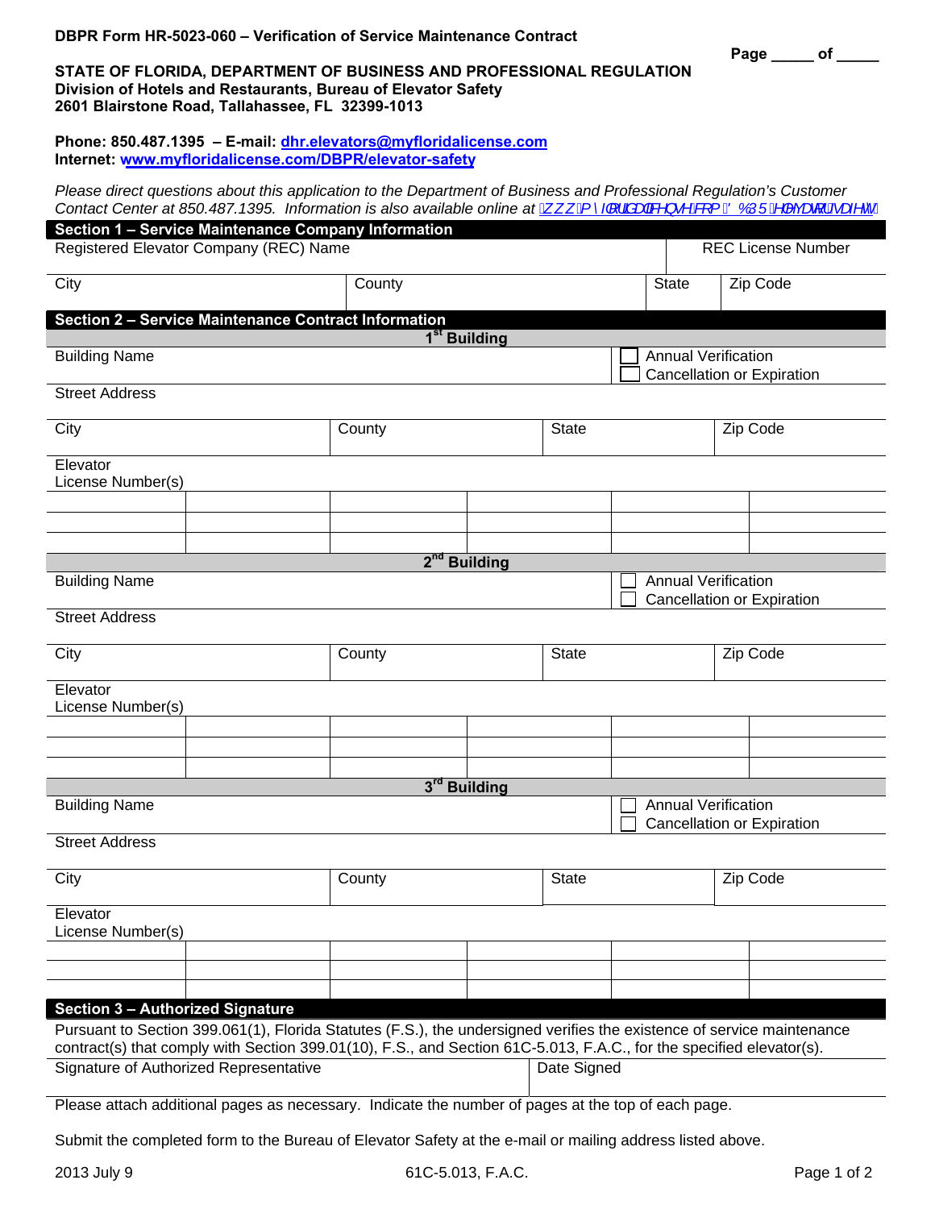**DBPR Form HR-5023-060 – Verification of Service Maintenance Contract**

Page _____ of _____

**STATE OF FLORIDA, DEPARTMENT OF BUSINESS AND PROFESSIONAL REGULATION**
**Division of Hotels and Restaurants, Bureau of Elevator Safety**
**2601 Blairstone Road, Tallahassee, FL 32399-1013**

**Phone: 850.487.1395 – E-mail: dhr.elevators@myfloridalicense.com**
**Internet: www.myfloridalicense.com/DBPR/elevator-safety**

*Please direct questions about this application to the Department of Business and Professional Regulation's Customer Contact Center at 850.487.1395. Information is also available online at www.myfloridalicense.com/DBPR/elevators/*

## Section 1 – Service Maintenance Company Information

| Registered Elevator Company (REC) Name | | | REC License Number |
|---|---|---|---|
| City | County | State | Zip Code |

## Section 2 – Service Maintenance Contract Information

### 1st Building

| Building Name | | | ☐ Annual Verification ☐ Cancellation or Expiration |
|---|---|---|---|
| Street Address | | | |
| City | County | State | Zip Code |

Elevator License Number(s)

| | | | | | |
|---|---|---|---|---|---|
| | | | | | |
| | | | | | |
| | | | | | |

### 2nd Building

| Building Name | | | ☐ Annual Verification ☐ Cancellation or Expiration |
|---|---|---|---|
| Street Address | | | |
| City | County | State | Zip Code |

Elevator License Number(s)

| | | | | | |
|---|---|---|---|---|---|
| | | | | | |
| | | | | | |
| | | | | | |

### 3rd Building

| Building Name | | | ☐ Annual Verification ☐ Cancellation or Expiration |
|---|---|---|---|
| Street Address | | | |
| City | County | State | Zip Code |

Elevator License Number(s)

| | | | | | |
|---|---|---|---|---|---|
| | | | | | |
| | | | | | |
| | | | | | |

## Section 3 – Authorized Signature

Pursuant to Section 399.061(1), Florida Statutes (F.S.), the undersigned verifies the existence of service maintenance contract(s) that comply with Section 399.01(10), F.S., and Section 61C-5.013, F.A.C., for the specified elevator(s).

| Signature of Authorized Representative | Date Signed |
|---|---|
| | |

Please attach additional pages as necessary. Indicate the number of pages at the top of each page.

Submit the completed form to the Bureau of Elevator Safety at the e-mail or mailing address listed above.

2013 July 9 61C-5.013, F.A.C.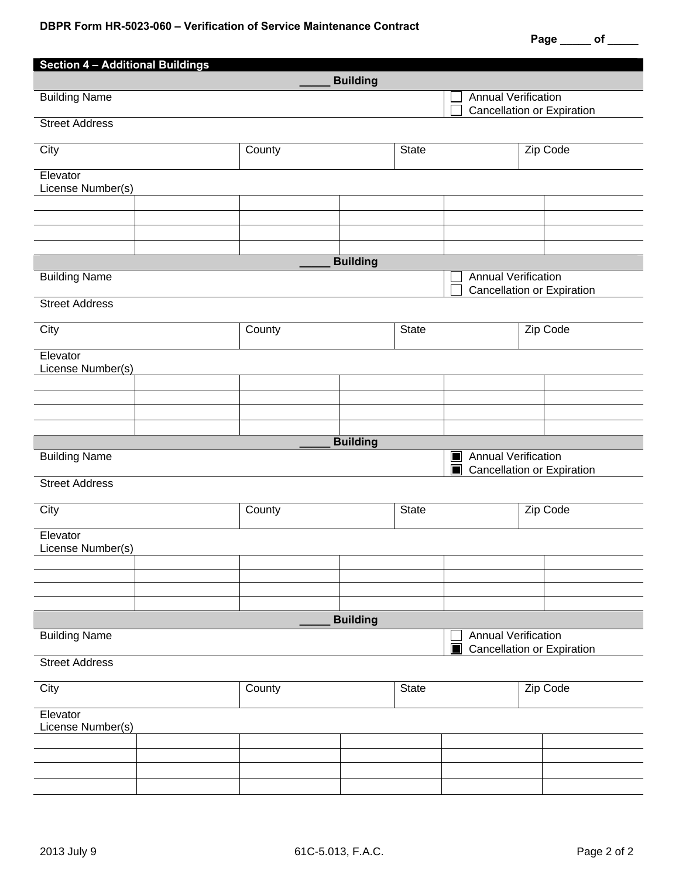DBPR Form HR-5023-060 – Verification of Service Maintenance Contract

Page _____ of _____

## Section 4 – Additional Buildings

**_____ Building**

| | |
|---|---|
| Building Name | ☐ Annual Verification<br>☐ Cancellation or Expiration |

Street Address

| City | County | State | Zip Code |
|---|---|---|---|
| | | | |

Elevator License Number(s)

| | | | | | |
|---|---|---|---|---|---|
| | | | | | |
| | | | | | |
| | | | | | |
| | | | | | |

**_____ Building**

| | |
|---|---|
| Building Name | ☐ Annual Verification<br>☐ Cancellation or Expiration |

Street Address

| City | County | State | Zip Code |
|---|---|---|---|
| | | | |

Elevator License Number(s)

| | | | | | |
|---|---|---|---|---|---|
| | | | | | |
| | | | | | |
| | | | | | |
| | | | | | |

**_____ Building**

| | |
|---|---|
| Building Name | ☒ Annual Verification<br>☒ Cancellation or Expiration |

Street Address

| City | County | State | Zip Code |
|---|---|---|---|
| | | | |

Elevator License Number(s)

| | | | | | |
|---|---|---|---|---|---|
| | | | | | |
| | | | | | |
| | | | | | |
| | | | | | |

**_____ Building**

| | |
|---|---|
| Building Name | ☐ Annual Verification<br>☒ Cancellation or Expiration |

Street Address

| City | County | State | Zip Code |
|---|---|---|---|
| | | | |

Elevator License Number(s)

| | | | | | |
|---|---|---|---|---|---|
| | | | | | |
| | | | | | |
| | | | | | |
| | | | | | |

2013 July 9

61C-5.013, F.A.C.